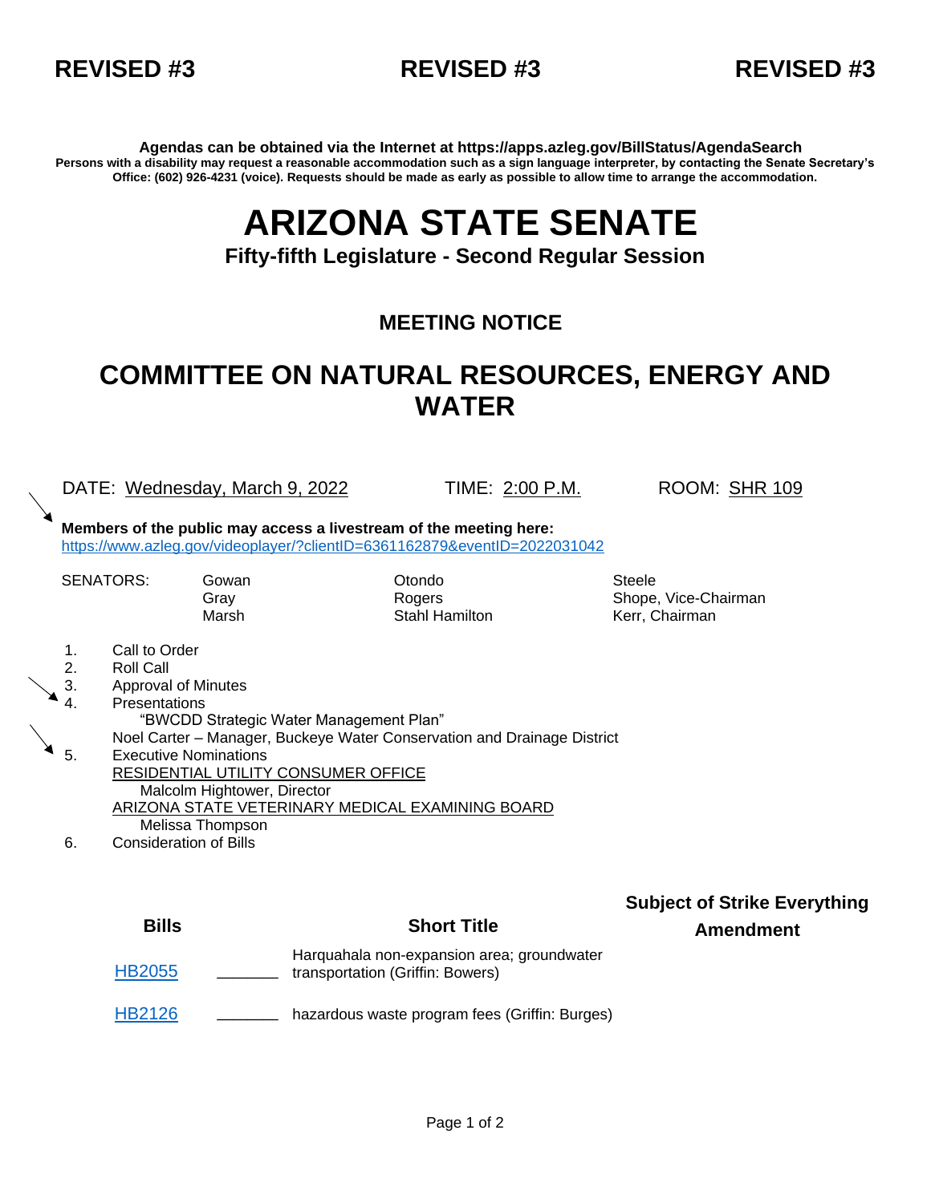**REVISED #3** **REVISED #3** **REVISED #3**

**Agendas can be obtained via the Internet at https://apps.azleg.gov/BillStatus/AgendaSearch**

**Persons with a disability may request a reasonable accommodation such as a sign language interpreter, by contacting the Senate Secretary's Office: (602) 926-4231 (voice). Requests should be made as early as possible to allow time to arrange the accommodation.**

# ARIZONA STATE SENATE

**Fifty-fifth Legislature - Second Regular Session**

## MEETING NOTICE

## COMMITTEE ON NATURAL RESOURCES, ENERGY AND WATER

DATE: Wednesday, March 9, 2022 TIME: 2:00 P.M. ROOM: SHR 109

**Members of the public may access a livestream of the meeting here:**
https://www.azleg.gov/videoplayer/?clientID=6361162879&eventID=2022031042

SENATORS: Gowan, Gray, Marsh, Otondo, Rogers, Stahl Hamilton, Steele, Shope, Vice-Chairman, Kerr, Chairman

1. Call to Order
2. Roll Call
3. Approval of Minutes
4. Presentations
   "BWCDD Strategic Water Management Plan"
   Noel Carter – Manager, Buckeye Water Conservation and Drainage District
5. Executive Nominations
   RESIDENTIAL UTILITY CONSUMER OFFICE
   Malcolm Hightower, Director
   ARIZONA STATE VETERINARY MEDICAL EXAMINING BOARD
   Melissa Thompson
6. Consideration of Bills

| Bills | | Short Title | Subject of Strike Everything Amendment |
|---|---|---|---|
| HB2055 | _______ | Harquahala non-expansion area; groundwater transportation (Griffin: Bowers) | |
| HB2126 | _______ | hazardous waste program fees (Griffin: Burges) | |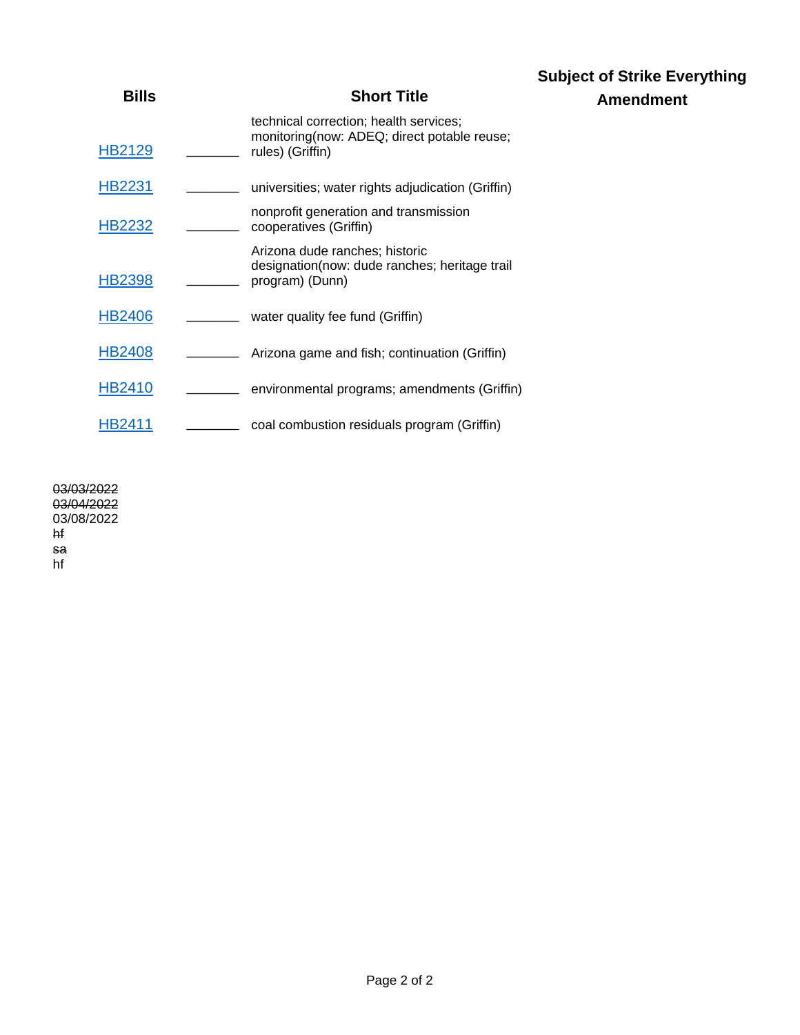| Bills | | Short Title | Subject of Strike Everything Amendment |
| --- | --- | --- | --- |
| HB2129 | _______ | technical correction; health services; monitoring(now: ADEQ; direct potable reuse; rules) (Griffin) | |
| HB2231 | _______ | universities; water rights adjudication (Griffin) | |
| HB2232 | _______ | nonprofit generation and transmission cooperatives (Griffin) | |
| HB2398 | _______ | Arizona dude ranches; historic designation(now: dude ranches; heritage trail program) (Dunn) | |
| HB2406 | _______ | water quality fee fund (Griffin) | |
| HB2408 | _______ | Arizona game and fish; continuation (Griffin) | |
| HB2410 | _______ | environmental programs; amendments (Griffin) | |
| HB2411 | _______ | coal combustion residuals program (Griffin) | |

~~03/03/2022~~
~~03/04/2022~~
03/08/2022
~~hf~~
~~sa~~
hf